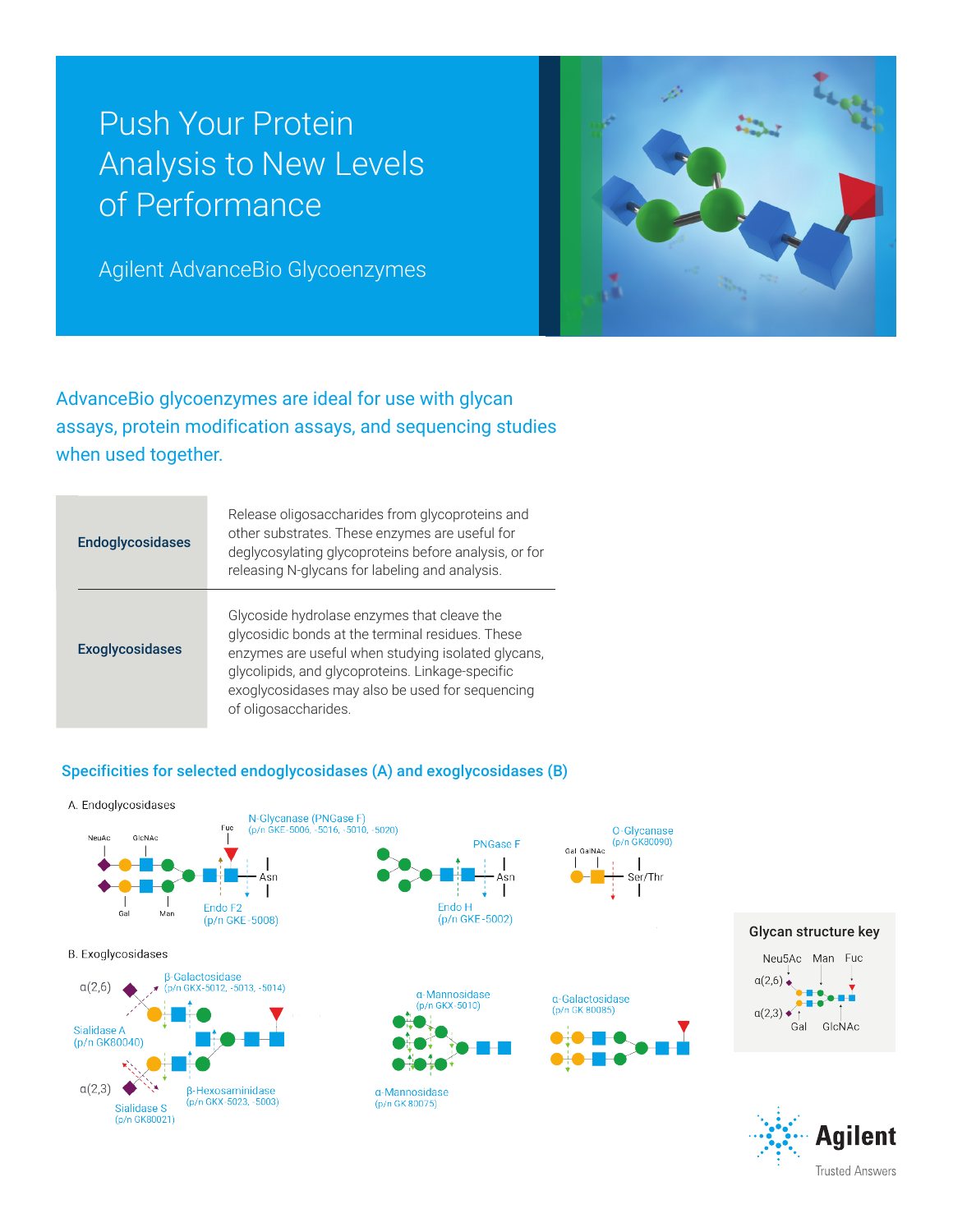# Push Your Protein Analysis to New Levels of Performance

## Agilent AdvanceBio Glycoenzymes

AdvanceBio glycoenzymes are ideal for use with glycan assays, protein modification assays, and sequencing studies when used together.

| | |
|---|---|
| **Endoglycosidases** | Release oligosaccharides from glycoproteins and other substrates. These enzymes are useful for deglycosylating glycoproteins before analysis, or for releasing N-glycans for labeling and analysis. |
| **Exoglycosidases** | Glycoside hydrolase enzymes that cleave the glycosidic bonds at the terminal residues. These enzymes are useful when studying isolated glycans, glycolipids, and glycoproteins. Linkage-specific exoglycosidases may also be used for sequencing of oligosaccharides. |

### Specificities for selected endoglycosidases (A) and exoglycosidases (B)

A. Endoglycosidases

NeuAc GlcNAc Fuc Gal Man Asn

N-Glycanase (PNGase F) (p/n GKE-5006, -5016, -5010, -5020)

Endo F2 (p/n GKE-5008)

PNGase F Asn

Endo H (p/n GKE-5002)

O-Glycanase (p/n GK80090)

Gal GalNAc Ser/Thr

B. Exoglycosidases

α(2,6) α(2,3)

β-Galactosidase (p/n GKX-5012, -5013, -5014)

Sialidase A (p/n GK80040)

Sialidase S (p/n GK80021)

β-Hexosaminidase (p/n GKX-5023, -5003)

α-Mannosidase (p/n GKX-5010)

α-Mannosidase (p/n GK 80075)

α-Galactosidase (p/n GK 80085)

**Glycan structure key**

Neu5Ac Man Fuc

α(2,6) α(2,3)

Gal GlcNAc

Agilent
Trusted Answers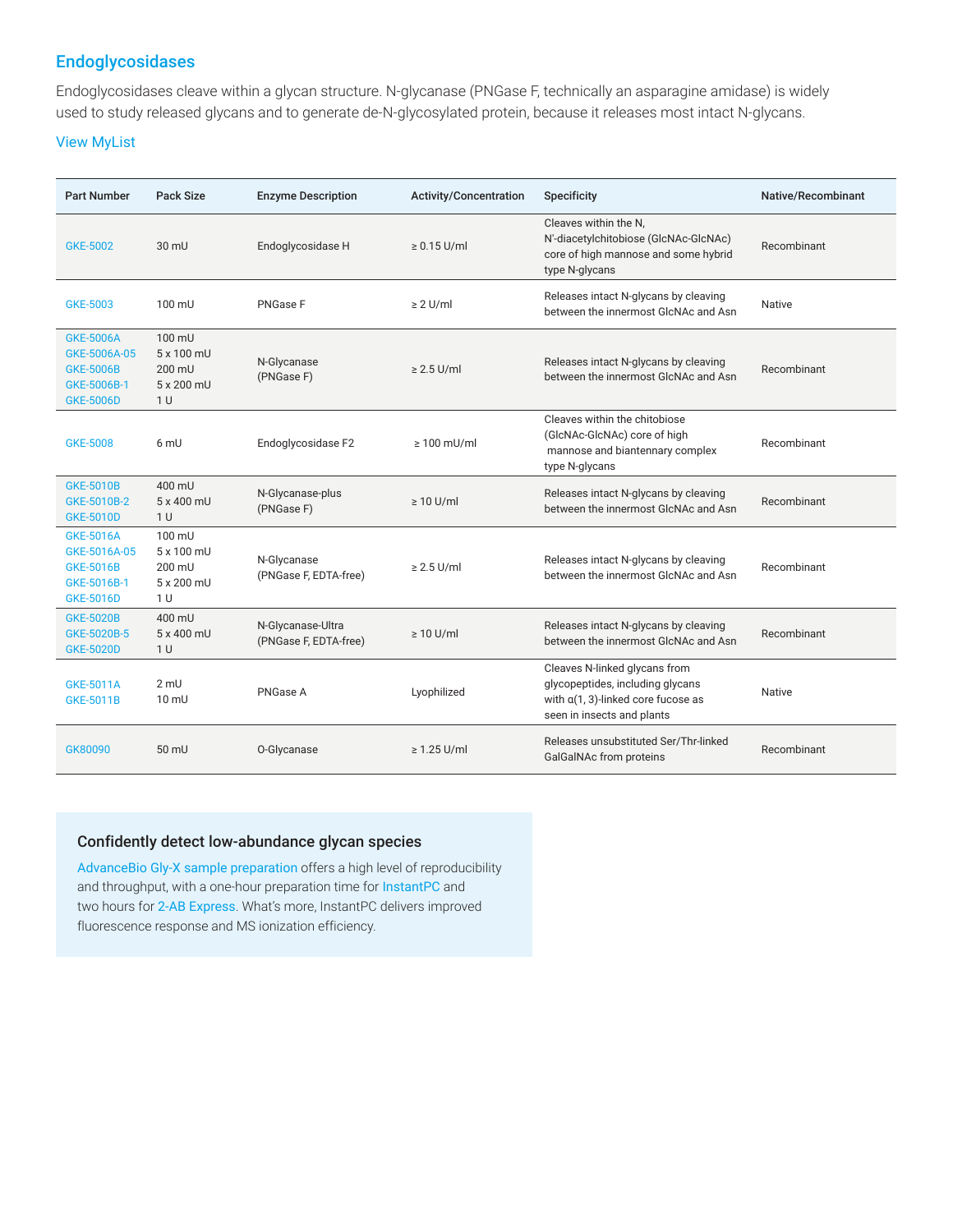## Endoglycosidases

Endoglycosidases cleave within a glycan structure. N-glycanase (PNGase F, technically an asparagine amidase) is widely used to study released glycans and to generate de-N-glycosylated protein, because it releases most intact N-glycans.

View MyList

| Part Number | Pack Size | Enzyme Description | Activity/Concentration | Specificity | Native/Recombinant |
|---|---|---|---|---|---|
| GKE-5002 | 30 mU | Endoglycosidase H | ≥ 0.15 U/ml | Cleaves within the N, N'-diacetylchitobiose (GlcNAc-GlcNAc) core of high mannose and some hybrid type N-glycans | Recombinant |
| GKE-5003 | 100 mU | PNGase F | ≥ 2 U/ml | Releases intact N-glycans by cleaving between the innermost GlcNAc and Asn | Native |
| GKE-5006A<br>GKE-5006A-05<br>GKE-5006B<br>GKE-5006B-1<br>GKE-5006D | 100 mU<br>5 x 100 mU<br>200 mU<br>5 x 200 mU<br>1 U | N-Glycanase (PNGase F) | ≥ 2.5 U/ml | Releases intact N-glycans by cleaving between the innermost GlcNAc and Asn | Recombinant |
| GKE-5008 | 6 mU | Endoglycosidase F2 | ≥ 100 mU/ml | Cleaves within the chitobiose (GlcNAc-GlcNAc) core of high mannose and biantennary complex type N-glycans | Recombinant |
| GKE-5010B<br>GKE-5010B-2<br>GKE-5010D | 400 mU<br>5 x 400 mU<br>1 U | N-Glycanase-plus (PNGase F) | ≥ 10 U/ml | Releases intact N-glycans by cleaving between the innermost GlcNAc and Asn | Recombinant |
| GKE-5016A<br>GKE-5016A-05<br>GKE-5016B<br>GKE-5016B-1<br>GKE-5016D | 100 mU<br>5 x 100 mU<br>200 mU<br>5 x 200 mU<br>1 U | N-Glycanase (PNGase F, EDTA-free) | ≥ 2.5 U/ml | Releases intact N-glycans by cleaving between the innermost GlcNAc and Asn | Recombinant |
| GKE-5020B<br>GKE-5020B-5<br>GKE-5020D | 400 mU<br>5 x 400 mU<br>1 U | N-Glycanase-Ultra (PNGase F, EDTA-free) | ≥ 10 U/ml | Releases intact N-glycans by cleaving between the innermost GlcNAc and Asn | Recombinant |
| GKE-5011A<br>GKE-5011B | 2 mU<br>10 mU | PNGase A | Lyophilized | Cleaves N-linked glycans from glycopeptides, including glycans with α(1, 3)-linked core fucose as seen in insects and plants | Native |
| GK80090 | 50 mU | O-Glycanase | ≥ 1.25 U/ml | Releases unsubstituted Ser/Thr-linked GalGalNAc from proteins | Recombinant |

### Confidently detect low-abundance glycan species

AdvanceBio Gly-X sample preparation offers a high level of reproducibility and throughput, with a one-hour preparation time for InstantPC and two hours for 2-AB Express. What's more, InstantPC delivers improved fluorescence response and MS ionization efficiency.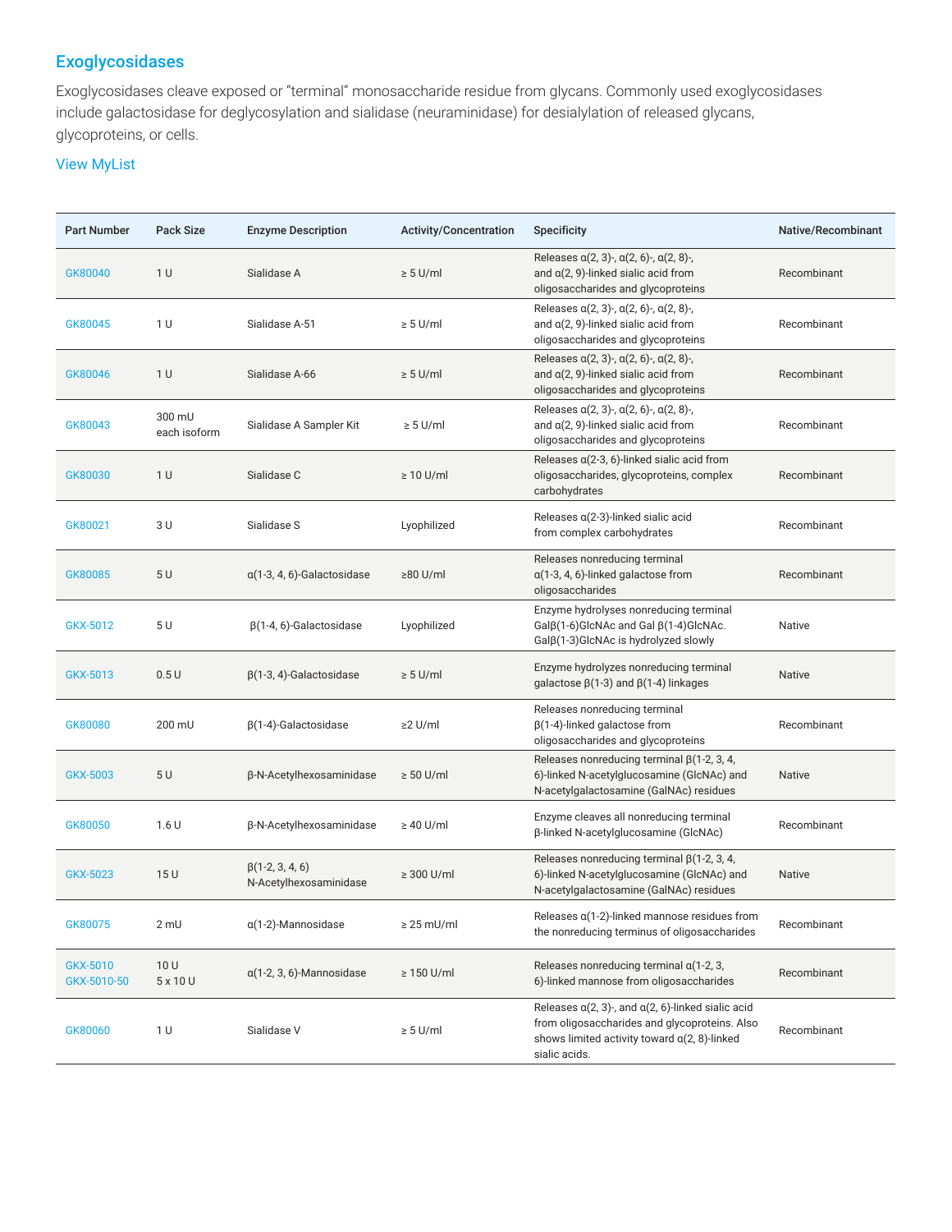## Exoglycosidases

Exoglycosidases cleave exposed or "terminal" monosaccharide residue from glycans. Commonly used exoglycosidases include galactosidase for deglycosylation and sialidase (neuraminidase) for desialylation of released glycans, glycoproteins, or cells.

View MyList

| Part Number | Pack Size | Enzyme Description | Activity/Concentration | Specificity | Native/Recombinant |
|---|---|---|---|---|---|
| GK80040 | 1 U | Sialidase A | ≥ 5 U/ml | Releases α(2, 3)-, α(2, 6)-, α(2, 8)-, and α(2, 9)-linked sialic acid from oligosaccharides and glycoproteins | Recombinant |
| GK80045 | 1 U | Sialidase A-51 | ≥ 5 U/ml | Releases α(2, 3)-, α(2, 6)-, α(2, 8)-, and α(2, 9)-linked sialic acid from oligosaccharides and glycoproteins | Recombinant |
| GK80046 | 1 U | Sialidase A-66 | ≥ 5 U/ml | Releases α(2, 3)-, α(2, 6)-, α(2, 8)-, and α(2, 9)-linked sialic acid from oligosaccharides and glycoproteins | Recombinant |
| GK80043 | 300 mU each isoform | Sialidase A Sampler Kit | ≥ 5 U/ml | Releases α(2, 3)-, α(2, 6)-, α(2, 8)-, and α(2, 9)-linked sialic acid from oligosaccharides and glycoproteins | Recombinant |
| GK80030 | 1 U | Sialidase C | ≥ 10 U/ml | Releases α(2-3, 6)-linked sialic acid from oligosaccharides, glycoproteins, complex carbohydrates | Recombinant |
| GK80021 | 3 U | Sialidase S | Lyophilized | Releases α(2-3)-linked sialic acid from complex carbohydrates | Recombinant |
| GK80085 | 5 U | α(1-3, 4, 6)-Galactosidase | ≥80 U/ml | Releases nonreducing terminal α(1-3, 4, 6)-linked galactose from oligosaccharides | Recombinant |
| GKX-5012 | 5 U | β(1-4, 6)-Galactosidase | Lyophilized | Enzyme hydrolyses nonreducing terminal Galβ(1-6)GlcNAc and Gal β(1-4)GlcNAc. Galβ(1-3)GlcNAc is hydrolyzed slowly | Native |
| GKX-5013 | 0.5 U | β(1-3, 4)-Galactosidase | ≥ 5 U/ml | Enzyme hydrolyzes nonreducing terminal galactose β(1-3) and β(1-4) linkages | Native |
| GK80080 | 200 mU | β(1-4)-Galactosidase | ≥2 U/ml | Releases nonreducing terminal β(1-4)-linked galactose from oligosaccharides and glycoproteins | Recombinant |
| GKX-5003 | 5 U | β-N-Acetylhexosaminidase | ≥ 50 U/ml | Releases nonreducing terminal β(1-2, 3, 4, 6)-linked N-acetylglucosamine (GlcNAc) and N-acetylgalactosamine (GalNAc) residues | Native |
| GK80050 | 1.6 U | β-N-Acetylhexosaminidase | ≥ 40 U/ml | Enzyme cleaves all nonreducing terminal β-linked N-acetylglucosamine (GlcNAc) | Recombinant |
| GKX-5023 | 15 U | β(1-2, 3, 4, 6) N-Acetylhexosaminidase | ≥ 300 U/ml | Releases nonreducing terminal β(1-2, 3, 4, 6)-linked N-acetylglucosamine (GlcNAc) and N-acetylgalactosamine (GalNAc) residues | Native |
| GK80075 | 2 mU | α(1-2)-Mannosidase | ≥ 25 mU/ml | Releases α(1-2)-linked mannose residues from the nonreducing terminus of oligosaccharides | Recombinant |
| GKX-5010<br>GKX-5010-50 | 10 U<br>5 x 10 U | α(1-2, 3, 6)-Mannosidase | ≥ 150 U/ml | Releases nonreducing terminal α(1-2, 3, 6)-linked mannose from oligosaccharides | Recombinant |
| GK80060 | 1 U | Sialidase V | ≥ 5 U/ml | Releases α(2, 3)-, and α(2, 6)-linked sialic acid from oligosaccharides and glycoproteins. Also shows limited activity toward α(2, 8)-linked sialic acids. | Recombinant |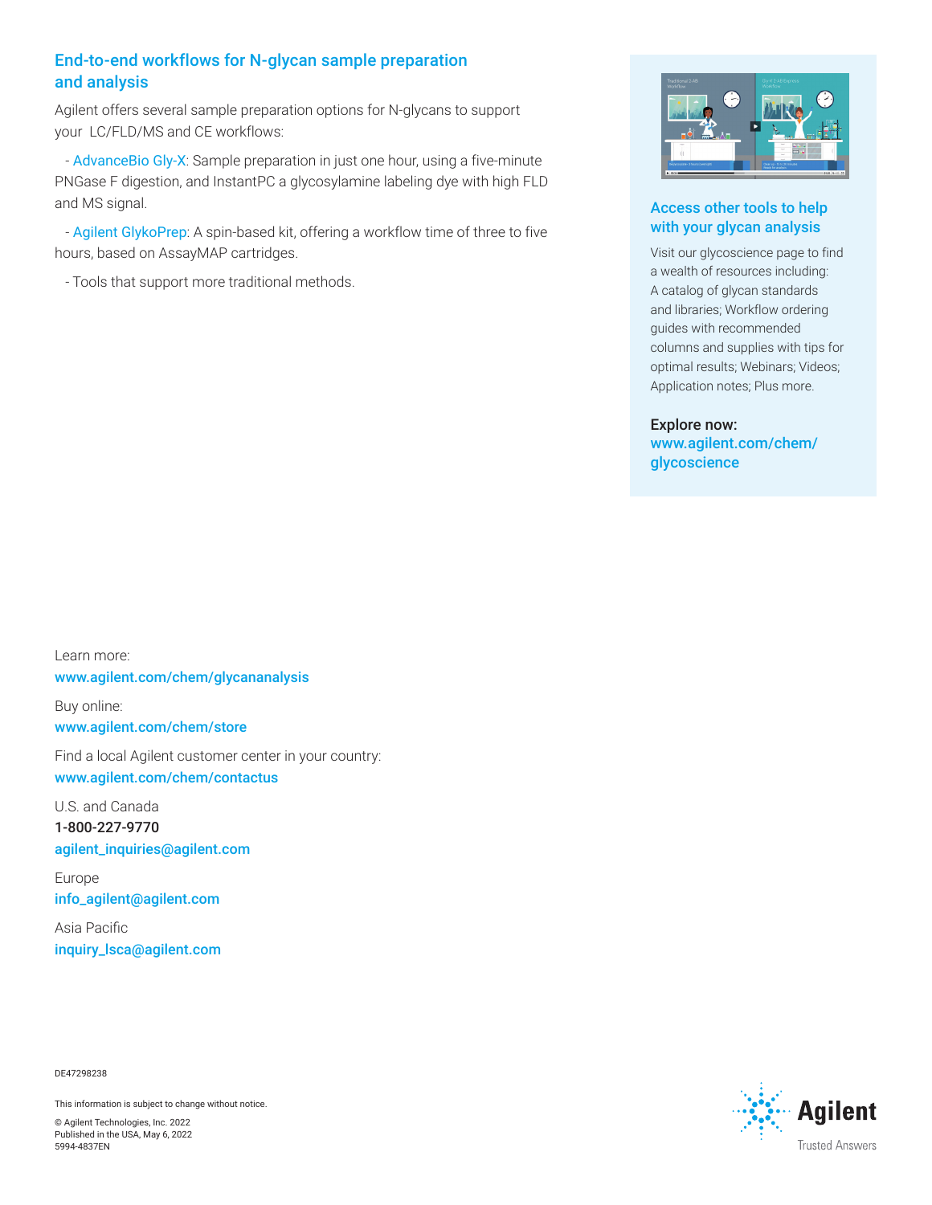## End-to-end workflows for N-glycan sample preparation and analysis

Agilent offers several sample preparation options for N-glycans to support your LC/FLD/MS and CE workflows:

- AdvanceBio Gly-X: Sample preparation in just one hour, using a five-minute PNGase F digestion, and InstantPC a glycosylamine labeling dye with high FLD and MS signal.
- Agilent GlykoPrep: A spin-based kit, offering a workflow time of three to five hours, based on AssayMAP cartridges.
- Tools that support more traditional methods.

### Access other tools to help with your glycan analysis

Visit our glycoscience page to find a wealth of resources including: A catalog of glycan standards and libraries; Workflow ordering guides with recommended columns and supplies with tips for optimal results; Webinars; Videos; Application notes; Plus more.

**Explore now:**
**www.agilent.com/chem/glycoscience**

Learn more:
**www.agilent.com/chem/glycananalysis**

Buy online:
**www.agilent.com/chem/store**

Find a local Agilent customer center in your country:
**www.agilent.com/chem/contactus**

U.S. and Canada
**1-800-227-9770**
**agilent_inquiries@agilent.com**

Europe
**info_agilent@agilent.com**

Asia Pacific
**inquiry_lsca@agilent.com**

DE47298238

This information is subject to change without notice.

© Agilent Technologies, Inc. 2022
Published in the USA, May 6, 2022
5994-4837EN

Agilent
Trusted Answers